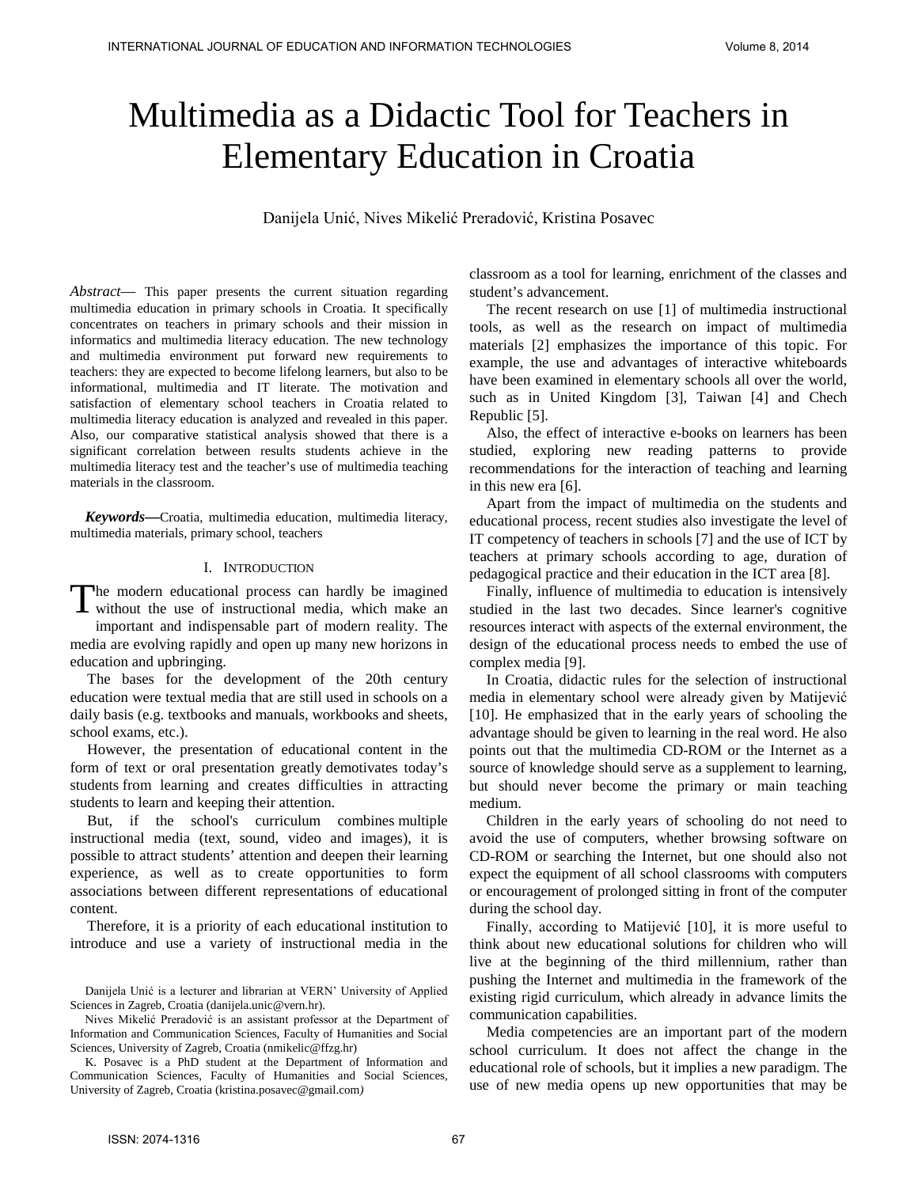# Multimedia as a Didactic Tool for Teachers in Elementary Education in Croatia

Danijela Unić, Nives Mikelić Preradović, Kristina Posavec

*Abstract*— This paper presents the current situation regarding multimedia education in primary schools in Croatia. It specifically concentrates on teachers in primary schools and their mission in informatics and multimedia literacy education. The new technology and multimedia environment put forward new requirements to teachers: they are expected to become lifelong learners, but also to be informational, multimedia and IT literate. The motivation and satisfaction of elementary school teachers in Croatia related to multimedia literacy education is analyzed and revealed in this paper. Also, our comparative statistical analysis showed that there is a significant correlation between results students achieve in the multimedia literacy test and the teacher's use of multimedia teaching materials in the classroom.

***Keywords***—Croatia, multimedia education, multimedia literacy, multimedia materials, primary school, teachers

## I. Introduction

The modern educational process can hardly be imagined without the use of instructional media, which make an important and indispensable part of modern reality. The media are evolving rapidly and open up many new horizons in education and upbringing.

The bases for the development of the 20th century education were textual media that are still used in schools on a daily basis (e.g. textbooks and manuals, workbooks and sheets, school exams, etc.).

However, the presentation of educational content in the form of text or oral presentation greatly demotivates today's students from learning and creates difficulties in attracting students to learn and keeping their attention.

But, if the school's curriculum combines multiple instructional media (text, sound, video and images), it is possible to attract students' attention and deepen their learning experience, as well as to create opportunities to form associations between different representations of educational content.

Therefore, it is a priority of each educational institution to introduce and use a variety of instructional media in the classroom as a tool for learning, enrichment of the classes and student's advancement.

The recent research on use [1] of multimedia instructional tools, as well as the research on impact of multimedia materials [2] emphasizes the importance of this topic. For example, the use and advantages of interactive whiteboards have been examined in elementary schools all over the world, such as in United Kingdom [3], Taiwan [4] and Chech Republic [5].

Also, the effect of interactive e-books on learners has been studied, exploring new reading patterns to provide recommendations for the interaction of teaching and learning in this new era [6].

Apart from the impact of multimedia on the students and educational process, recent studies also investigate the level of IT competency of teachers in schools [7] and the use of ICT by teachers at primary schools according to age, duration of pedagogical practice and their education in the ICT area [8].

Finally, influence of multimedia to education is intensively studied in the last two decades. Since learner's cognitive resources interact with aspects of the external environment, the design of the educational process needs to embed the use of complex media [9].

In Croatia, didactic rules for the selection of instructional media in elementary school were already given by Matijević [10]. He emphasized that in the early years of schooling the advantage should be given to learning in the real word. He also points out that the multimedia CD-ROM or the Internet as a source of knowledge should serve as a supplement to learning, but should never become the primary or main teaching medium.

Children in the early years of schooling do not need to avoid the use of computers, whether browsing software on CD-ROM or searching the Internet, but one should also not expect the equipment of all school classrooms with computers or encouragement of prolonged sitting in front of the computer during the school day.

Finally, according to Matijević [10], it is more useful to think about new educational solutions for children who will live at the beginning of the third millennium, rather than pushing the Internet and multimedia in the framework of the existing rigid curriculum, which already in advance limits the communication capabilities.

Media competencies are an important part of the modern school curriculum. It does not affect the change in the educational role of schools, but it implies a new paradigm. The use of new media opens up new opportunities that may be

Danijela Unić is a lecturer and librarian at VERN' University of Applied Sciences in Zagreb, Croatia (danijela.unic@vern.hr).

Nives Mikelić Preradović is an assistant professor at the Department of Information and Communication Sciences, Faculty of Humanities and Social Sciences, University of Zagreb, Croatia (nmikelic@ffzg.hr)

K. Posavec is a PhD student at the Department of Information and Communication Sciences, Faculty of Humanities and Social Sciences, University of Zagreb, Croatia (kristina.posavec@gmail.com)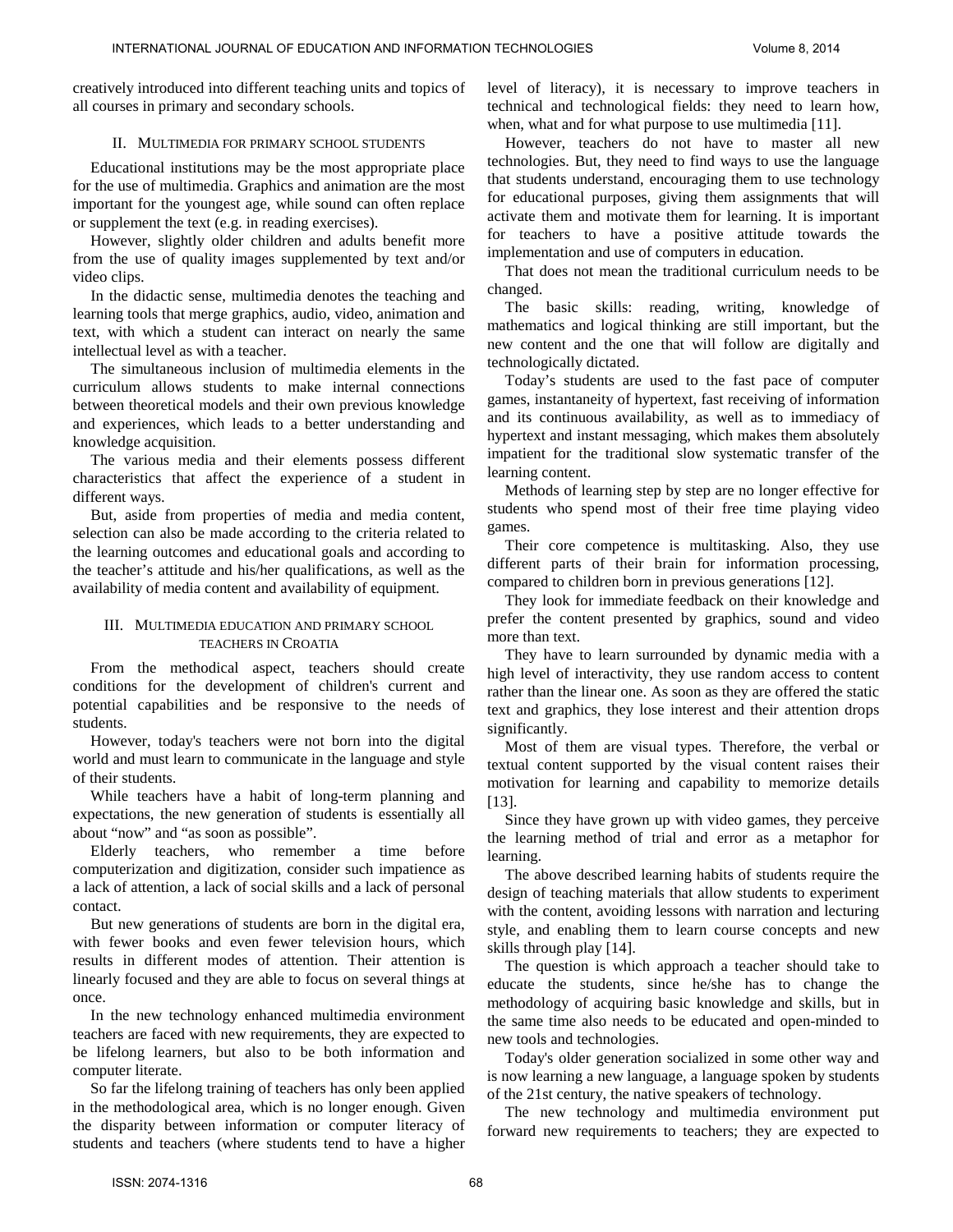creatively introduced into different teaching units and topics of all courses in primary and secondary schools.

## II. Multimedia for Primary School Students

Educational institutions may be the most appropriate place for the use of multimedia. Graphics and animation are the most important for the youngest age, while sound can often replace or supplement the text (e.g. in reading exercises).

However, slightly older children and adults benefit more from the use of quality images supplemented by text and/or video clips.

In the didactic sense, multimedia denotes the teaching and learning tools that merge graphics, audio, video, animation and text, with which a student can interact on nearly the same intellectual level as with a teacher.

The simultaneous inclusion of multimedia elements in the curriculum allows students to make internal connections between theoretical models and their own previous knowledge and experiences, which leads to a better understanding and knowledge acquisition.

The various media and their elements possess different characteristics that affect the experience of a student in different ways.

But, aside from properties of media and media content, selection can also be made according to the criteria related to the learning outcomes and educational goals and according to the teacher's attitude and his/her qualifications, as well as the availability of media content and availability of equipment.

## III. Multimedia Education and Primary School Teachers in Croatia

From the methodical aspect, teachers should create conditions for the development of children's current and potential capabilities and be responsive to the needs of students.

However, today's teachers were not born into the digital world and must learn to communicate in the language and style of their students.

While teachers have a habit of long-term planning and expectations, the new generation of students is essentially all about "now" and "as soon as possible".

Elderly teachers, who remember a time before computerization and digitization, consider such impatience as a lack of attention, a lack of social skills and a lack of personal contact.

But new generations of students are born in the digital era, with fewer books and even fewer television hours, which results in different modes of attention. Their attention is linearly focused and they are able to focus on several things at once.

In the new technology enhanced multimedia environment teachers are faced with new requirements, they are expected to be lifelong learners, but also to be both information and computer literate.

So far the lifelong training of teachers has only been applied in the methodological area, which is no longer enough. Given the disparity between information or computer literacy of students and teachers (where students tend to have a higher level of literacy), it is necessary to improve teachers in technical and technological fields: they need to learn how, when, what and for what purpose to use multimedia [11].

However, teachers do not have to master all new technologies. But, they need to find ways to use the language that students understand, encouraging them to use technology for educational purposes, giving them assignments that will activate them and motivate them for learning. It is important for teachers to have a positive attitude towards the implementation and use of computers in education.

That does not mean the traditional curriculum needs to be changed.

The basic skills: reading, writing, knowledge of mathematics and logical thinking are still important, but the new content and the one that will follow are digitally and technologically dictated.

Today's students are used to the fast pace of computer games, instantaneity of hypertext, fast receiving of information and its continuous availability, as well as to immediacy of hypertext and instant messaging, which makes them absolutely impatient for the traditional slow systematic transfer of the learning content.

Methods of learning step by step are no longer effective for students who spend most of their free time playing video games.

Their core competence is multitasking. Also, they use different parts of their brain for information processing, compared to children born in previous generations [12].

They look for immediate feedback on their knowledge and prefer the content presented by graphics, sound and video more than text.

They have to learn surrounded by dynamic media with a high level of interactivity, they use random access to content rather than the linear one. As soon as they are offered the static text and graphics, they lose interest and their attention drops significantly.

Most of them are visual types. Therefore, the verbal or textual content supported by the visual content raises their motivation for learning and capability to memorize details [13].

Since they have grown up with video games, they perceive the learning method of trial and error as a metaphor for learning.

The above described learning habits of students require the design of teaching materials that allow students to experiment with the content, avoiding lessons with narration and lecturing style, and enabling them to learn course concepts and new skills through play [14].

The question is which approach a teacher should take to educate the students, since he/she has to change the methodology of acquiring basic knowledge and skills, but in the same time also needs to be educated and open-minded to new tools and technologies.

Today's older generation socialized in some other way and is now learning a new language, a language spoken by students of the 21st century, the native speakers of technology.

The new technology and multimedia environment put forward new requirements to teachers; they are expected to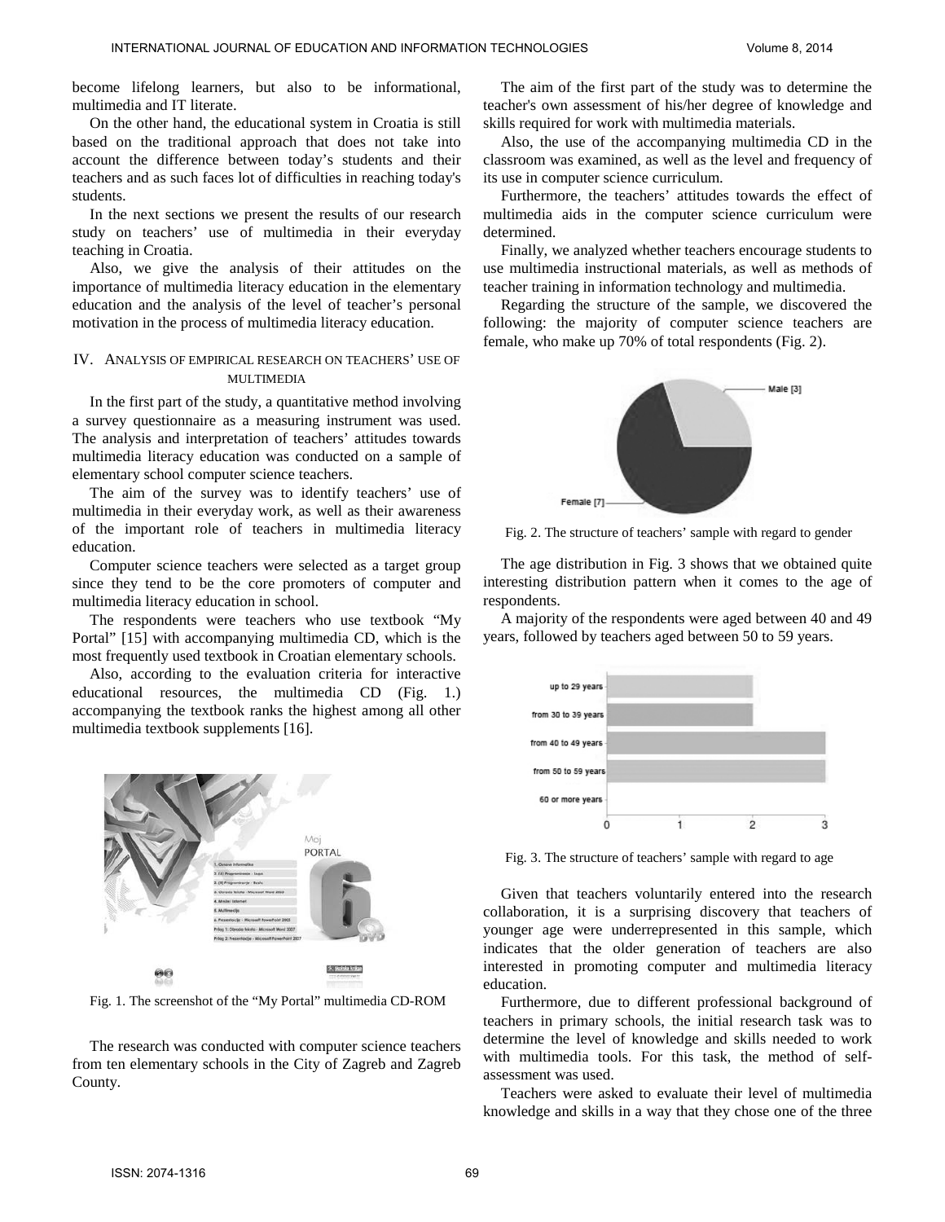become lifelong learners, but also to be informational, multimedia and IT literate.

On the other hand, the educational system in Croatia is still based on the traditional approach that does not take into account the difference between today's students and their teachers and as such faces lot of difficulties in reaching today's students.

In the next sections we present the results of our research study on teachers' use of multimedia in their everyday teaching in Croatia.

Also, we give the analysis of their attitudes on the importance of multimedia literacy education in the elementary education and the analysis of the level of teacher's personal motivation in the process of multimedia literacy education.

## IV. Analysis of Empirical Research on Teachers' Use of Multimedia

In the first part of the study, a quantitative method involving a survey questionnaire as a measuring instrument was used. The analysis and interpretation of teachers' attitudes towards multimedia literacy education was conducted on a sample of elementary school computer science teachers.

The aim of the survey was to identify teachers' use of multimedia in their everyday work, as well as their awareness of the important role of teachers in multimedia literacy education.

Computer science teachers were selected as a target group since they tend to be the core promoters of computer and multimedia literacy education in school.

The respondents were teachers who use textbook "My Portal" [15] with accompanying multimedia CD, which is the most frequently used textbook in Croatian elementary schools.

Also, according to the evaluation criteria for interactive educational resources, the multimedia CD (Fig. 1.) accompanying the textbook ranks the highest among all other multimedia textbook supplements [16].

Fig. 1. The screenshot of the "My Portal" multimedia CD-ROM

The research was conducted with computer science teachers from ten elementary schools in the City of Zagreb and Zagreb County.

The aim of the first part of the study was to determine the teacher's own assessment of his/her degree of knowledge and skills required for work with multimedia materials.

Also, the use of the accompanying multimedia CD in the classroom was examined, as well as the level and frequency of its use in computer science curriculum.

Furthermore, the teachers' attitudes towards the effect of multimedia aids in the computer science curriculum were determined.

Finally, we analyzed whether teachers encourage students to use multimedia instructional materials, as well as methods of teacher training in information technology and multimedia.

Regarding the structure of the sample, we discovered the following: the majority of computer science teachers are female, who make up 70% of total respondents (Fig. 2).

Fig. 2. The structure of teachers' sample with regard to gender

The age distribution in Fig. 3 shows that we obtained quite interesting distribution pattern when it comes to the age of respondents.

A majority of the respondents were aged between 40 and 49 years, followed by teachers aged between 50 to 59 years.

Fig. 3. The structure of teachers' sample with regard to age

Given that teachers voluntarily entered into the research collaboration, it is a surprising discovery that teachers of younger age were underrepresented in this sample, which indicates that the older generation of teachers are also interested in promoting computer and multimedia literacy education.

Furthermore, due to different professional background of teachers in primary schools, the initial research task was to determine the level of knowledge and skills needed to work with multimedia tools. For this task, the method of self-assessment was used.

Teachers were asked to evaluate their level of multimedia knowledge and skills in a way that they chose one of the three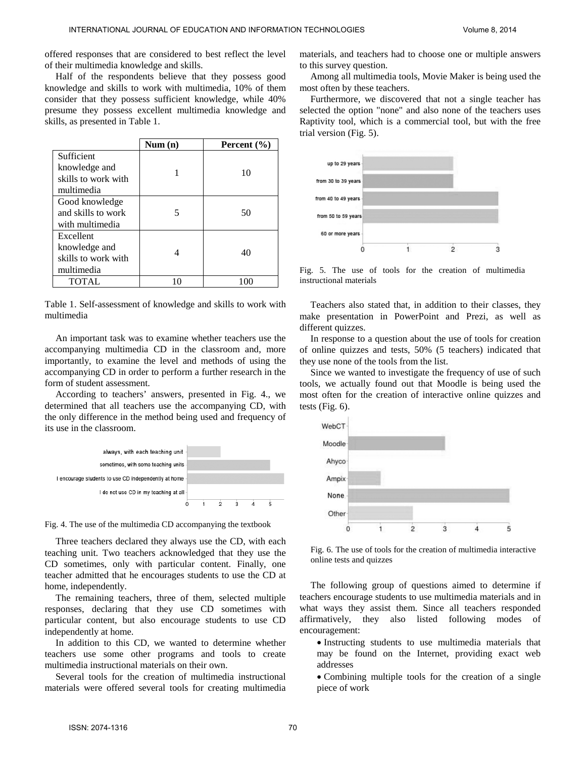offered responses that are considered to best reflect the level of their multimedia knowledge and skills.

Half of the respondents believe that they possess good knowledge and skills to work with multimedia, 10% of them consider that they possess sufficient knowledge, while 40% presume they possess excellent multimedia knowledge and skills, as presented in Table 1.

| | Num (n) | Percent (%) |
|---|---|---|
| Sufficient knowledge and skills to work with multimedia | 1 | 10 |
| Good knowledge and skills to work with multimedia | 5 | 50 |
| Excellent knowledge and skills to work with multimedia | 4 | 40 |
| TOTAL | 10 | 100 |

Table 1. Self-assessment of knowledge and skills to work with multimedia

An important task was to examine whether teachers use the accompanying multimedia CD in the classroom and, more importantly, to examine the level and methods of using the accompanying CD in order to perform a further research in the form of student assessment.

According to teachers' answers, presented in Fig. 4., we determined that all teachers use the accompanying CD, with the only difference in the method being used and frequency of its use in the classroom.

Fig. 4. The use of the multimedia CD accompanying the textbook

Three teachers declared they always use the CD, with each teaching unit. Two teachers acknowledged that they use the CD sometimes, only with particular content. Finally, one teacher admitted that he encourages students to use the CD at home, independently.

The remaining teachers, three of them, selected multiple responses, declaring that they use CD sometimes with particular content, but also encourage students to use CD independently at home.

In addition to this CD, we wanted to determine whether teachers use some other programs and tools to create multimedia instructional materials on their own.

Several tools for the creation of multimedia instructional materials were offered several tools for creating multimedia materials, and teachers had to choose one or multiple answers to this survey question.

Among all multimedia tools, Movie Maker is being used the most often by these teachers.

Furthermore, we discovered that not a single teacher has selected the option "none" and also none of the teachers uses Raptivity tool, which is a commercial tool, but with the free trial version (Fig. 5).

Fig. 5. The use of tools for the creation of multimedia instructional materials

Teachers also stated that, in addition to their classes, they make presentation in PowerPoint and Prezi, as well as different quizzes.

In response to a question about the use of tools for creation of online quizzes and tests, 50% (5 teachers) indicated that they use none of the tools from the list.

Since we wanted to investigate the frequency of use of such tools, we actually found out that Moodle is being used the most often for the creation of interactive online quizzes and tests (Fig. 6).

Fig. 6. The use of tools for the creation of multimedia interactive online tests and quizzes

The following group of questions aimed to determine if teachers encourage students to use multimedia materials and in what ways they assist them. Since all teachers responded affirmatively, they also listed following modes of encouragement:

- Instructing students to use multimedia materials that may be found on the Internet, providing exact web addresses
- Combining multiple tools for the creation of a single piece of work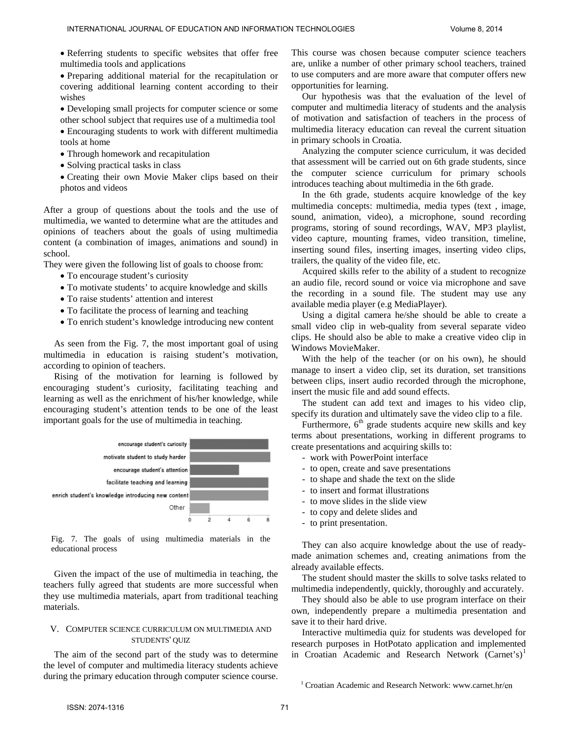- Referring students to specific websites that offer free multimedia tools and applications
- Preparing additional material for the recapitulation or covering additional learning content according to their wishes
- Developing small projects for computer science or some other school subject that requires use of a multimedia tool
- Encouraging students to work with different multimedia tools at home
- Through homework and recapitulation
- Solving practical tasks in class
- Creating their own Movie Maker clips based on their photos and videos

After a group of questions about the tools and the use of multimedia, we wanted to determine what are the attitudes and opinions of teachers about the goals of using multimedia content (a combination of images, animations and sound) in school.

They were given the following list of goals to choose from:

- To encourage student's curiosity
- To motivate students' to acquire knowledge and skills
- To raise students' attention and interest
- To facilitate the process of learning and teaching
- To enrich student's knowledge introducing new content

As seen from the Fig. 7, the most important goal of using multimedia in education is raising student's motivation, according to opinion of teachers.

Rising of the motivation for learning is followed by encouraging student's curiosity, facilitating teaching and learning as well as the enrichment of his/her knowledge, while encouraging student's attention tends to be one of the least important goals for the use of multimedia in teaching.

Fig. 7. The goals of using multimedia materials in the educational process

Given the impact of the use of multimedia in teaching, the teachers fully agreed that students are more successful when they use multimedia materials, apart from traditional teaching materials.

## V. Computer science curriculum on multimedia and students' quiz

The aim of the second part of the study was to determine the level of computer and multimedia literacy students achieve during the primary education through computer science course. This course was chosen because computer science teachers are, unlike a number of other primary school teachers, trained to use computers and are more aware that computer offers new opportunities for learning.

Our hypothesis was that the evaluation of the level of computer and multimedia literacy of students and the analysis of motivation and satisfaction of teachers in the process of multimedia literacy education can reveal the current situation in primary schools in Croatia.

Analyzing the computer science curriculum, it was decided that assessment will be carried out on 6th grade students, since the computer science curriculum for primary schools introduces teaching about multimedia in the 6th grade.

In the 6th grade, students acquire knowledge of the key multimedia concepts: multimedia, media types (text , image, sound, animation, video), a microphone, sound recording programs, storing of sound recordings, WAV, MP3 playlist, video capture, mounting frames, video transition, timeline, inserting sound files, inserting images, inserting video clips, trailers, the quality of the video file, etc.

Acquired skills refer to the ability of a student to recognize an audio file, record sound or voice via microphone and save the recording in a sound file. The student may use any available media player (e.g MediaPlayer).

Using a digital camera he/she should be able to create a small video clip in web-quality from several separate video clips. He should also be able to make a creative video clip in Windows MovieMaker.

With the help of the teacher (or on his own), he should manage to insert a video clip, set its duration, set transitions between clips, insert audio recorded through the microphone, insert the music file and add sound effects.

The student can add text and images to his video clip, specify its duration and ultimately save the video clip to a file.

Furthermore, 6th grade students acquire new skills and key terms about presentations, working in different programs to create presentations and acquiring skills to:

- work with PowerPoint interface
- to open, create and save presentations
- to shape and shade the text on the slide
- to insert and format illustrations
- to move slides in the slide view
- to copy and delete slides and
- to print presentation.

They can also acquire knowledge about the use of ready-made animation schemes and, creating animations from the already available effects.

The student should master the skills to solve tasks related to multimedia independently, quickly, thoroughly and accurately.

They should also be able to use program interface on their own, independently prepare a multimedia presentation and save it to their hard drive.

Interactive multimedia quiz for students was developed for research purposes in HotPotato application and implemented in Croatian Academic and Research Network (Carnet's)[1]

[1] Croatian Academic and Research Network: www.carnet.hr/en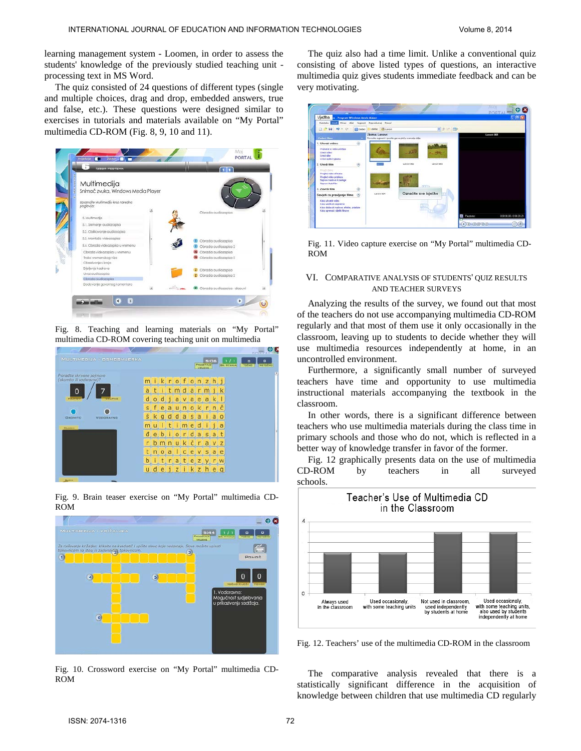learning management system - Loomen, in order to assess the students' knowledge of the previously studied teaching unit - processing text in MS Word.

The quiz consisted of 24 questions of different types (single and multiple choices, drag and drop, embedded answers, true and false, etc.). These questions were designed similar to exercises in tutorials and materials available on "My Portal" multimedia CD-ROM (Fig. 8, 9, 10 and 11).

Fig. 8. Teaching and learning materials on "My Portal" multimedia CD-ROM covering teaching unit on multimedia

Fig. 9. Brain teaser exercise on "My Portal" multimedia CD-ROM

Fig. 10. Crossword exercise on "My Portal" multimedia CD-ROM

The quiz also had a time limit. Unlike a conventional quiz consisting of above listed types of questions, an interactive multimedia quiz gives students immediate feedback and can be very motivating.

Fig. 11. Video capture exercise on "My Portal" multimedia CD-ROM

## VI. Comparative Analysis of Students' Quiz Results and Teacher Surveys

Analyzing the results of the survey, we found out that most of the teachers do not use accompanying multimedia CD-ROM regularly and that most of them use it only occasionally in the classroom, leaving up to students to decide whether they will use multimedia resources independently at home, in an uncontrolled environment.

Furthermore, a significantly small number of surveyed teachers have time and opportunity to use multimedia instructional materials accompanying the textbook in the classroom.

In other words, there is a significant difference between teachers who use multimedia materials during the class time in primary schools and those who do not, which is reflected in a better way of knowledge transfer in favor of the former.

Fig. 12 graphically presents data on the use of multimedia CD-ROM by teachers in all surveyed schools.

Fig. 12. Teachers' use of the multimedia CD-ROM in the classroom

The comparative analysis revealed that there is a statistically significant difference in the acquisition of knowledge between children that use multimedia CD regularly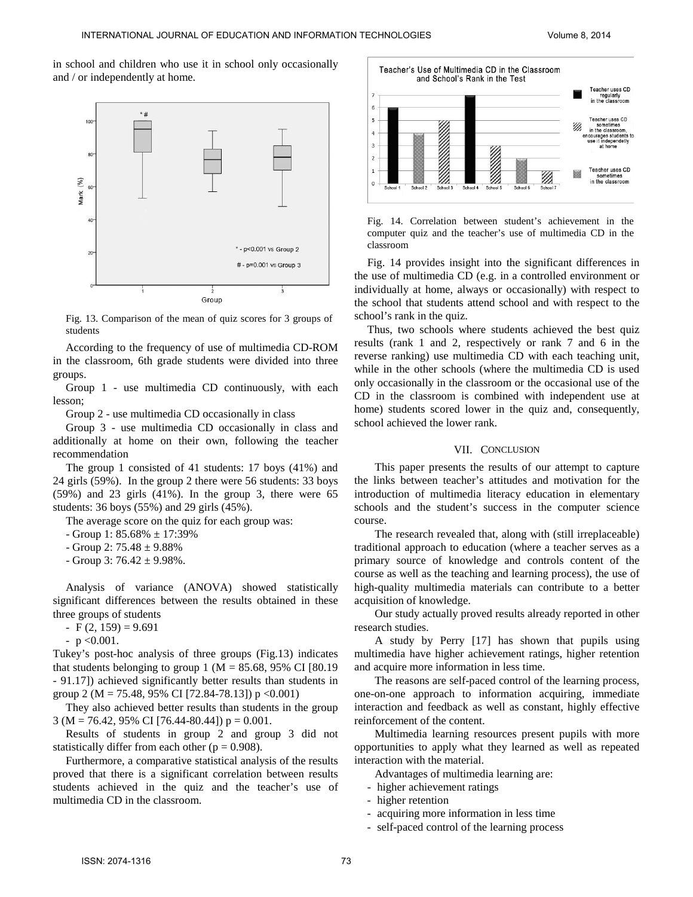in school and children who use it in school only occasionally and / or independently at home.

Fig. 13. Comparison of the mean of quiz scores for 3 groups of students

According to the frequency of use of multimedia CD-ROM in the classroom, 6th grade students were divided into three groups.

Group 1 - use multimedia CD continuously, with each lesson;

Group 2 - use multimedia CD occasionally in class

Group 3 - use multimedia CD occasionally in class and additionally at home on their own, following the teacher recommendation

The group 1 consisted of 41 students: 17 boys (41%) and 24 girls (59%). In the group 2 there were 56 students: 33 boys (59%) and 23 girls (41%). In the group 3, there were 65 students: 36 boys (55%) and 29 girls (45%).

The average score on the quiz for each group was:

- Group 1: 85.68% ± 17:39%
- Group 2: 75.48 ± 9.88%
- Group 3: 76.42 ± 9.98%.

Analysis of variance (ANOVA) showed statistically significant differences between the results obtained in these three groups of students

- $F(2, 159) = 9.691$
- $p < 0.001$.

Tukey's post-hoc analysis of three groups (Fig.13) indicates that students belonging to group 1 (M = 85.68, 95% CI [80.19 - 91.17]) achieved significantly better results than students in group 2 (M = 75.48, 95% CI [72.84-78.13]) $p < 0.001$)

They also achieved better results than students in the group 3 (M = 76.42, 95% CI [76.44-80.44]) $p = 0.001$.

Results of students in group 2 and group 3 did not statistically differ from each other ($p = 0.908$).

Furthermore, a comparative statistical analysis of the results proved that there is a significant correlation between results students achieved in the quiz and the teacher's use of multimedia CD in the classroom.

Fig. 14. Correlation between student's achievement in the computer quiz and the teacher's use of multimedia CD in the classroom

Fig. 14 provides insight into the significant differences in the use of multimedia CD (e.g. in a controlled environment or individually at home, always or occasionally) with respect to the school that students attend school and with respect to the school's rank in the quiz.

Thus, two schools where students achieved the best quiz results (rank 1 and 2, respectively or rank 7 and 6 in the reverse ranking) use multimedia CD with each teaching unit, while in the other schools (where the multimedia CD is used only occasionally in the classroom or the occasional use of the CD in the classroom is combined with independent use at home) students scored lower in the quiz and, consequently, school achieved the lower rank.

## VII. Conclusion

This paper presents the results of our attempt to capture the links between teacher's attitudes and motivation for the introduction of multimedia literacy education in elementary schools and the student's success in the computer science course.

The research revealed that, along with (still irreplaceable) traditional approach to education (where a teacher serves as a primary source of knowledge and controls content of the course as well as the teaching and learning process), the use of high-quality multimedia materials can contribute to a better acquisition of knowledge.

Our study actually proved results already reported in other research studies.

A study by Perry [17] has shown that pupils using multimedia have higher achievement ratings, higher retention and acquire more information in less time.

The reasons are self-paced control of the learning process, one-on-one approach to information acquiring, immediate interaction and feedback as well as constant, highly effective reinforcement of the content.

Multimedia learning resources present pupils with more opportunities to apply what they learned as well as repeated interaction with the material.

Advantages of multimedia learning are:

- higher achievement ratings
- higher retention
- acquiring more information in less time
- self-paced control of the learning process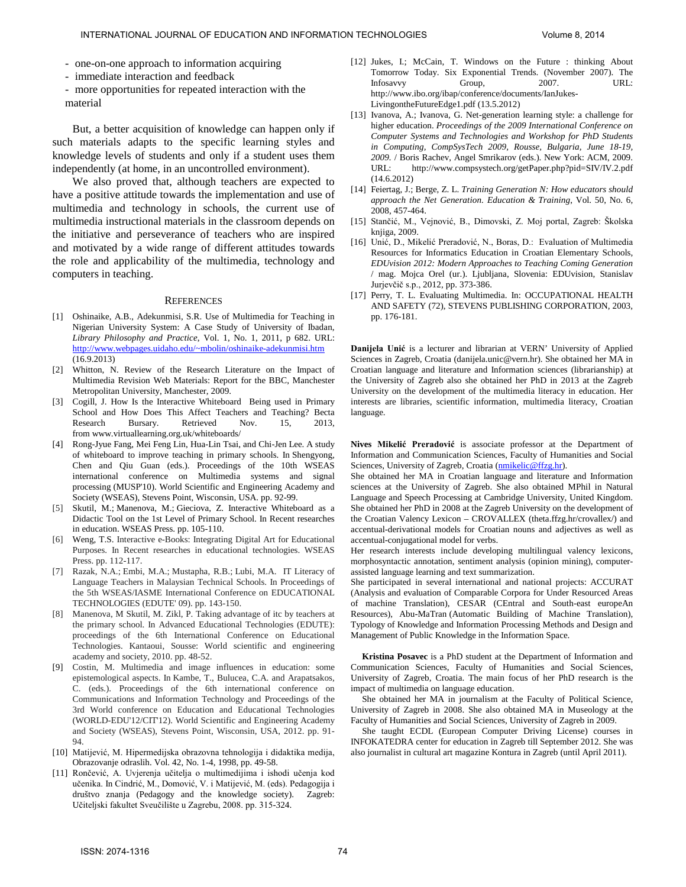- one-on-one approach to information acquiring
- immediate interaction and feedback
- more opportunities for repeated interaction with the material

But, a better acquisition of knowledge can happen only if such materials adapts to the specific learning styles and knowledge levels of students and only if a student uses them independently (at home, in an uncontrolled environment).

We also proved that, although teachers are expected to have a positive attitude towards the implementation and use of multimedia and technology in schools, the current use of multimedia instructional materials in the classroom depends on the initiative and perseverance of teachers who are inspired and motivated by a wide range of different attitudes towards the role and applicability of the multimedia, technology and computers in teaching.

## References

[1] Oshinaike, A.B., Adekunmisi, S.R. Use of Multimedia for Teaching in Nigerian University System: A Case Study of University of Ibadan, *Library Philosophy and Practice*, Vol. 1, No. 1, 2011, p 682. URL: http://www.webpages.uidaho.edu/~mbolin/oshinaike-adekunmisi.htm (16.9.2013)

[2] Whitton, N. Review of the Research Literature on the Impact of Multimedia Revision Web Materials: Report for the BBC, Manchester Metropolitan University, Manchester, 2009.

[3] Cogill, J. How Is the Interactive Whiteboard Being used in Primary School and How Does This Affect Teachers and Teaching? Becta Research Bursary. Retrieved Nov. 15, 2013, from www.virtuallearning.org.uk/whiteboards/

[4] Rong-Jyue Fang, Mei Feng Lin, Hsua-Lin Tsai, and Chi-Jen Lee. A study of whiteboard to improve teaching in primary schools. In Shengyong, Chen and Qiu Guan (eds.). Proceedings of the 10th WSEAS international conference on Multimedia systems and signal processing (MUSP'10). World Scientific and Engineering Academy and Society (WSEAS), Stevens Point, Wisconsin, USA. pp. 92-99.

[5] Skutil, M.; Manenova, M.; Gieciova, Z. Interactive Whiteboard as a Didactic Tool on the 1st Level of Primary School. In Recent researches in education. WSEAS Press. pp. 105-110.

[6] Weng, T.S. Interactive e-Books: Integrating Digital Art for Educational Purposes. In Recent researches in educational technologies. WSEAS Press. pp. 112-117.

[7] Razak, N.A.; Embi, M.A.; Mustapha, R.B.; Lubi, M.A. IT Literacy of Language Teachers in Malaysian Technical Schools. In Proceedings of the 5th WSEAS/IASME International Conference on EDUCATIONAL TECHNOLOGIES (EDUTE' 09). pp. 143-150.

[8] Manenova, M Skutil, M. Zikl, P. Taking advantage of itc by teachers at the primary school. In Advanced Educational Technologies (EDUTE): proceedings of the 6th International Conference on Educational Technologies. Kantaoui, Sousse: World scientific and engineering academy and society, 2010. pp. 48-52.

[9] Costin, M. Multimedia and image influences in education: some epistemological aspects. In Kambe, T., Bulucea, C.A. and Arapatsakos, C. (eds.). Proceedings of the 6th international conference on Communications and Information Technology and Proceedings of the 3rd World conference on Education and Educational Technologies (WORLD-EDU'12/CIT'12). World Scientific and Engineering Academy and Society (WSEAS), Stevens Point, Wisconsin, USA, 2012. pp. 91-94.

[10] Matijević, M. Hipermedijska obrazovna tehnologija i didaktika medija, Obrazovanje odraslih. Vol. 42, No. 1-4, 1998, pp. 49-58.

[11] Rončević, A. Uvjerenja učitelja o multimedijima i ishodi učenja kod učenika. In Cindrić, M., Domović, V. i Matijević, M. (eds). Pedagogija i društvo znanja (Pedagogy and the knowledge society). Zagreb: Učiteljski fakultet Sveučilište u Zagrebu, 2008. pp. 315-324.

[12] Jukes, I.; McCain, T. Windows on the Future : thinking About Tomorrow Today. Six Exponential Trends. (November 2007). The Infosavvy Group, 2007. URL: http://www.ibo.org/ibap/conference/documents/IanJukes-LivingontheFutureEdge1.pdf (13.5.2012)

[13] Ivanova, A.; Ivanova, G. Net-generation learning style: a challenge for higher education. *Proceedings of the 2009 International Conference on Computer Systems and Technologies and Workshop for PhD Students in Computing, CompSysTech 2009, Rousse, Bulgaria, June 18-19, 2009.* / Boris Rachev, Angel Smrikarov (eds.). New York: ACM, 2009. URL: http://www.compsystech.org/getPaper.php?pid=SIV/IV.2.pdf (14.6.2012)

[14] Feiertag, J.; Berge, Z. L. *Training Generation N: How educators should approach the Net Generation. Education & Training*, Vol. 50, No. 6, 2008, 457-464.

[15] Stančić, M., Vejnović, B., Dimovski, Z. Moj portal, Zagreb: Školska knjiga, 2009.

[16] Unić, D., Mikelić Preradović, N., Boras, D.: Evaluation of Multimedia Resources for Informatics Education in Croatian Elementary Schools, *EDUvision 2012: Modern Approaches to Teaching Coming Generation* / mag. Mojca Orel (ur.). Ljubljana, Slovenia: EDUvision, Stanislav Jurjevčič s.p., 2012, pp. 373-386.

[17] Perry, T. L. Evaluating Multimedia. In: OCCUPATIONAL HEALTH AND SAFETY (72), STEVENS PUBLISHING CORPORATION, 2003, pp. 176-181.

**Danijela Unić** is a lecturer and librarian at VERN' University of Applied Sciences in Zagreb, Croatia (danijela.unic@vern.hr). She obtained her MA in Croatian language and literature and Information sciences (librarianship) at the University of Zagreb also she obtained her PhD in 2013 at the Zagreb University on the development of the multimedia literacy in education. Her interests are libraries, scientific information, multimedia literacy, Croatian language.

**Nives Mikelić Preradović** is associate professor at the Department of Information and Communication Sciences, Faculty of Humanities and Social Sciences, University of Zagreb, Croatia (nmikelic@ffzg.hr).
She obtained her MA in Croatian language and literature and Information sciences at the University of Zagreb. She also obtained MPhil in Natural Language and Speech Processing at Cambridge University, United Kingdom. She obtained her PhD in 2008 at the Zagreb University on the development of the Croatian Valency Lexicon – CROVALLEX (theta.ffzg.hr/crovallex/) and accentual-derivational models for Croatian nouns and adjectives as well as accentual-conjugational model for verbs.
Her research interests include developing multilingual valency lexicons, morphosyntactic annotation, sentiment analysis (opinion mining), computer-assisted language learning and text summarization.
She participated in several international and national projects: ACCURAT (Analysis and evaluation of Comparable Corpora for Under Resourced Areas of machine Translation), CESAR (CEntral and South-east europeAn Resources), Abu-MaTran (Automatic Building of Machine Translation), Typology of Knowledge and Information Processing Methods and Design and Management of Public Knowledge in the Information Space.

**Kristina Posavec** is a PhD student at the Department of Information and Communication Sciences, Faculty of Humanities and Social Sciences, University of Zagreb, Croatia. The main focus of her PhD research is the impact of multimedia on language education.

She obtained her MA in journalism at the Faculty of Political Science, University of Zagreb in 2008. She also obtained MA in Museology at the Faculty of Humanities and Social Sciences, University of Zagreb in 2009.

She taught ECDL (European Computer Driving License) courses in INFOKATEDRA center for education in Zagreb till September 2012. She was also journalist in cultural art magazine Kontura in Zagreb (until April 2011).